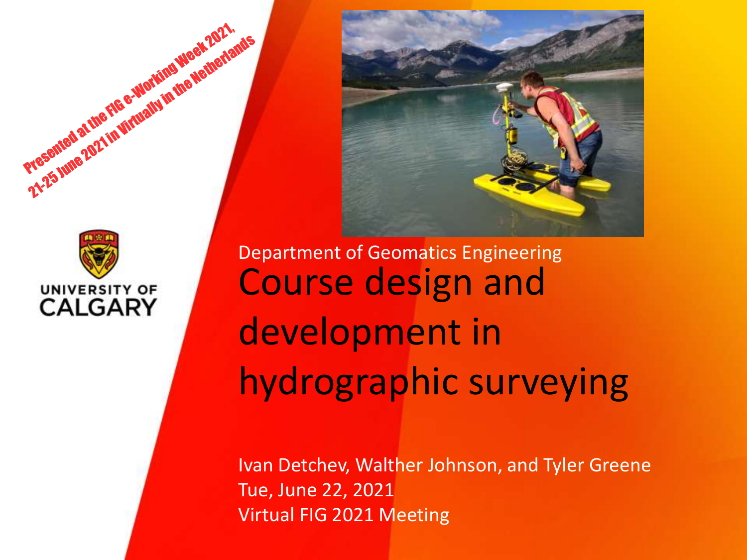Presented at the FIG e-Working Week 2021, 21-25 June 2021 in Virtually in the Netherlands

UNIVERSITY OF CALGARY

Department of Geomatics Engineering

# Course design and development in hydrographic surveying

Ivan Detchev, Walther Johnson, and Tyler Greene
Tue, June 22, 2021
Virtual FIG 2021 Meeting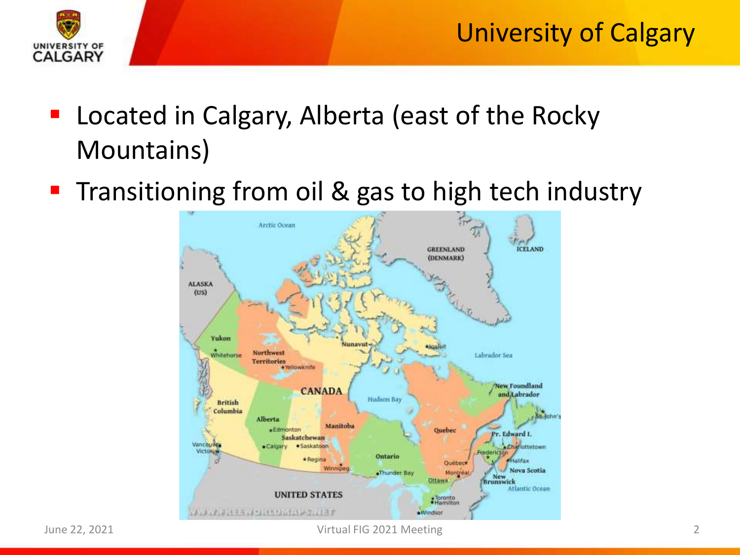# University of Calgary

- Located in Calgary, Alberta (east of the Rocky Mountains)
- Transitioning from oil & gas to high tech industry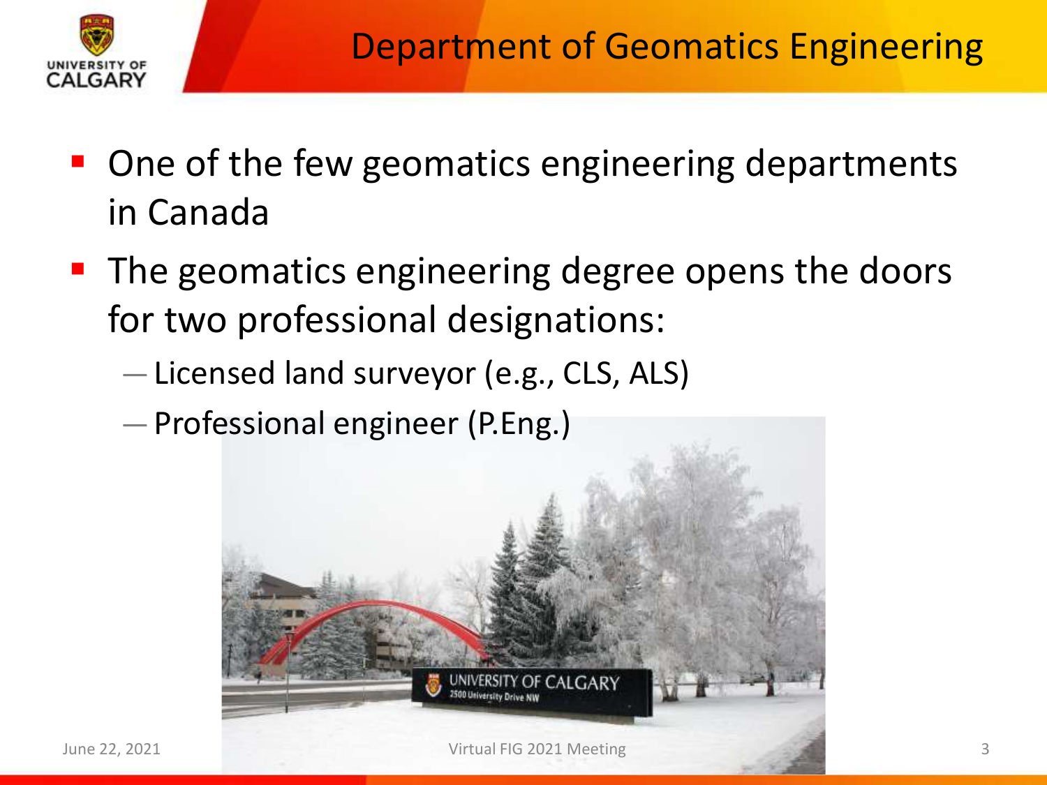# Department of Geomatics Engineering

- One of the few geomatics engineering departments in Canada
- The geomatics engineering degree opens the doors for two professional designations:
  - Licensed land surveyor (e.g., CLS, ALS)
  - Professional engineer (P.Eng.)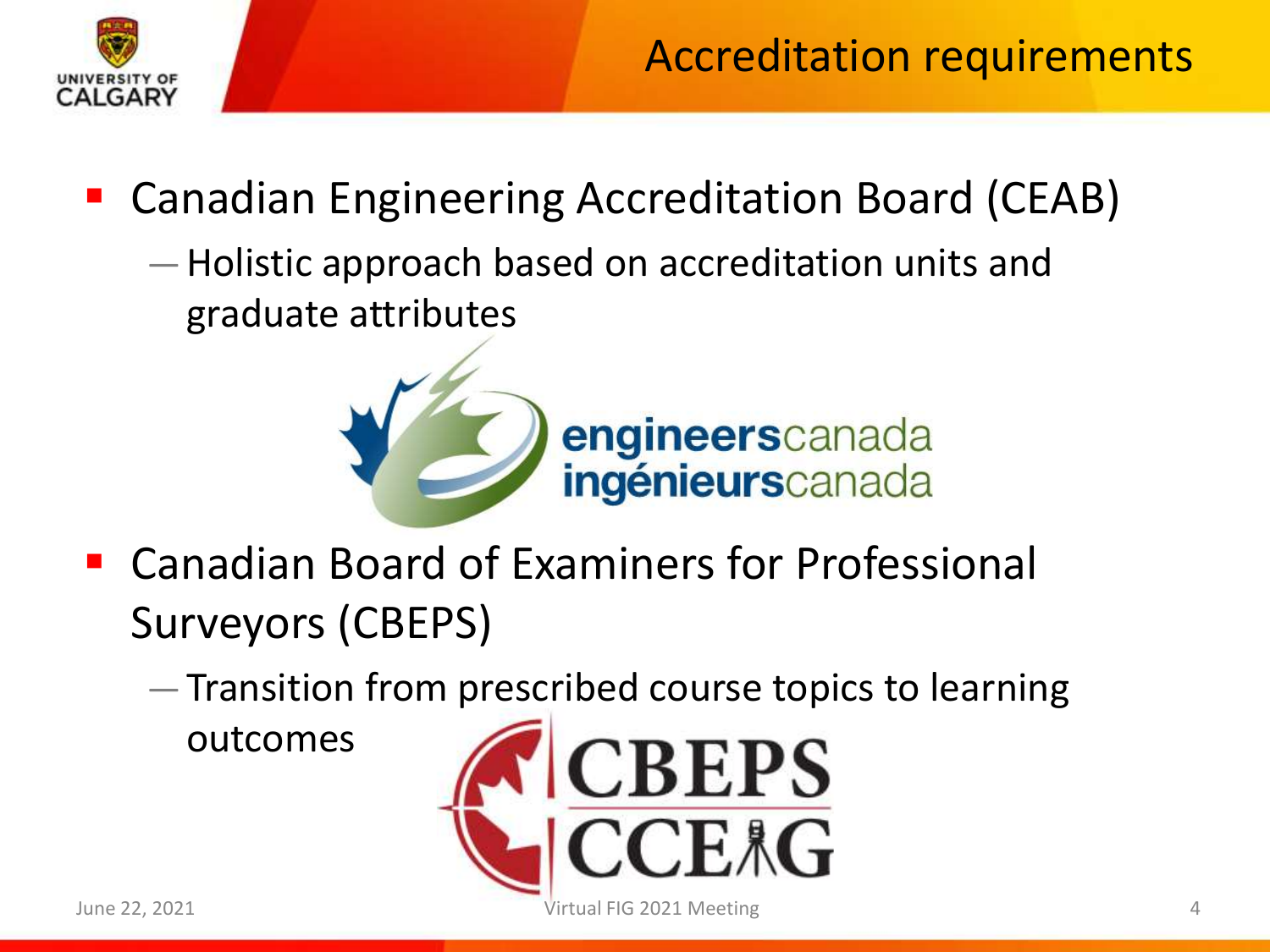# Accreditation requirements

- Canadian Engineering Accreditation Board (CEAB)
  - Holistic approach based on accreditation units and graduate attributes

engineerscanada
ingénieurscanada

- Canadian Board of Examiners for Professional Surveyors (CBEPS)
  - Transition from prescribed course topics to learning outcomes

CBEPS
CCEAG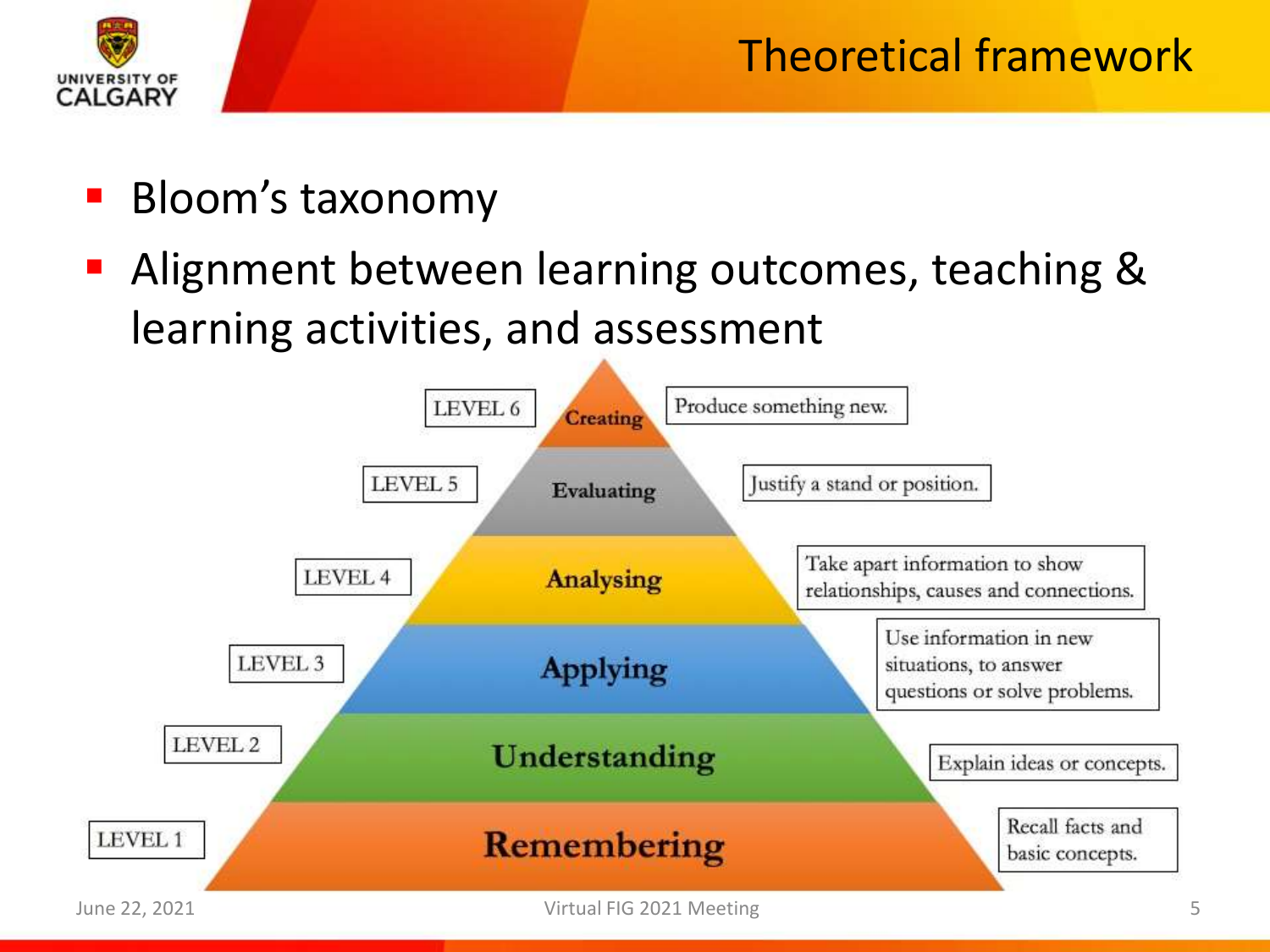# Theoretical framework

- Bloom's taxonomy
- Alignment between learning outcomes, teaching & learning activities, and assessment

| Level | Category | Description |
| --- | --- | --- |
| LEVEL 6 | Creating | Produce something new. |
| LEVEL 5 | Evaluating | Justify a stand or position. |
| LEVEL 4 | Analysing | Take apart information to show relationships, causes and connections. |
| LEVEL 3 | Applying | Use information in new situations, to answer questions or solve problems. |
| LEVEL 2 | Understanding | Explain ideas or concepts. |
| LEVEL 1 | Remembering | Recall facts and basic concepts. |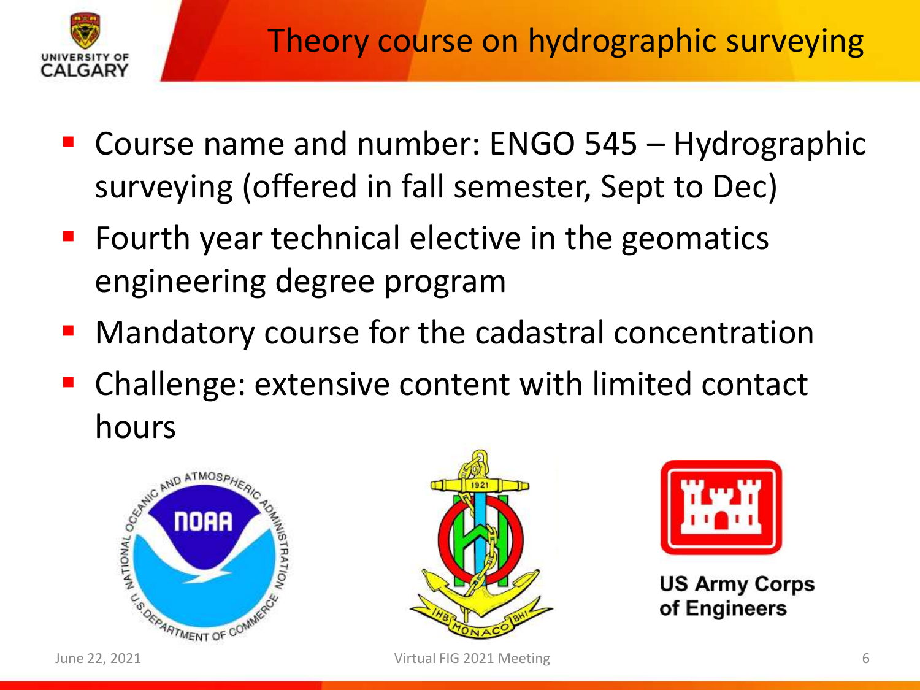# Theory course on hydrographic surveying

- Course name and number: ENGO 545 – Hydrographic surveying (offered in fall semester, Sept to Dec)
- Fourth year technical elective in the geomatics engineering degree program
- Mandatory course for the cadastral concentration
- Challenge: extensive content with limited contact hours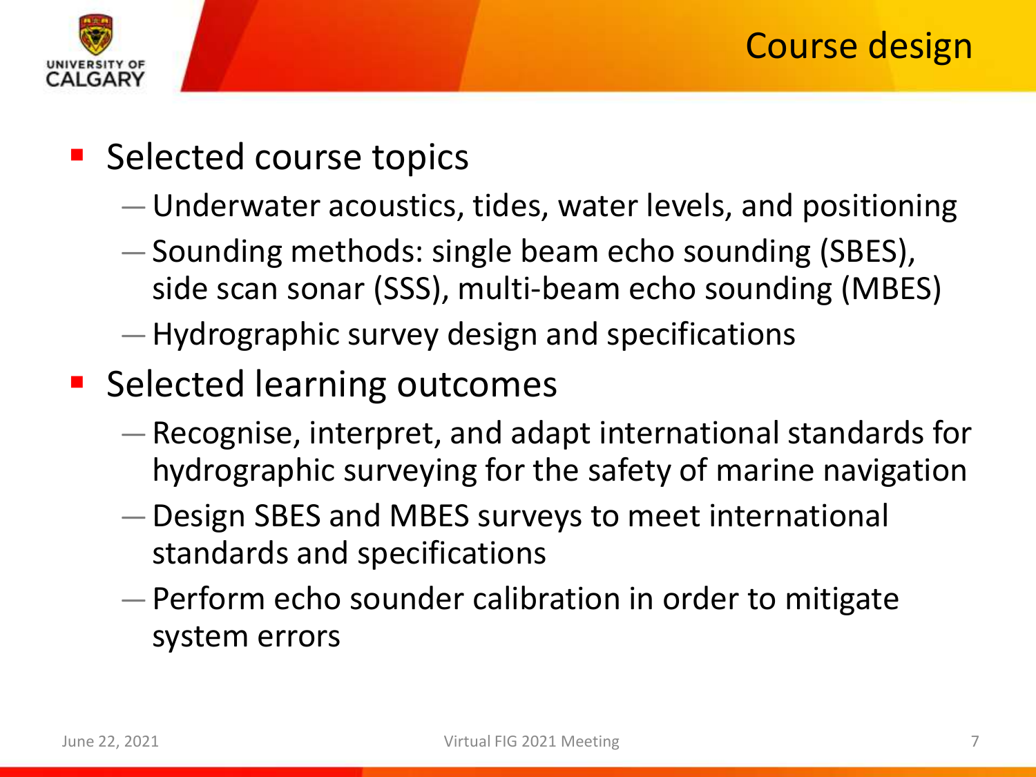# Course design

- Selected course topics
  - Underwater acoustics, tides, water levels, and positioning
  - Sounding methods: single beam echo sounding (SBES), side scan sonar (SSS), multi-beam echo sounding (MBES)
  - Hydrographic survey design and specifications
- Selected learning outcomes
  - Recognise, interpret, and adapt international standards for hydrographic surveying for the safety of marine navigation
  - Design SBES and MBES surveys to meet international standards and specifications
  - Perform echo sounder calibration in order to mitigate system errors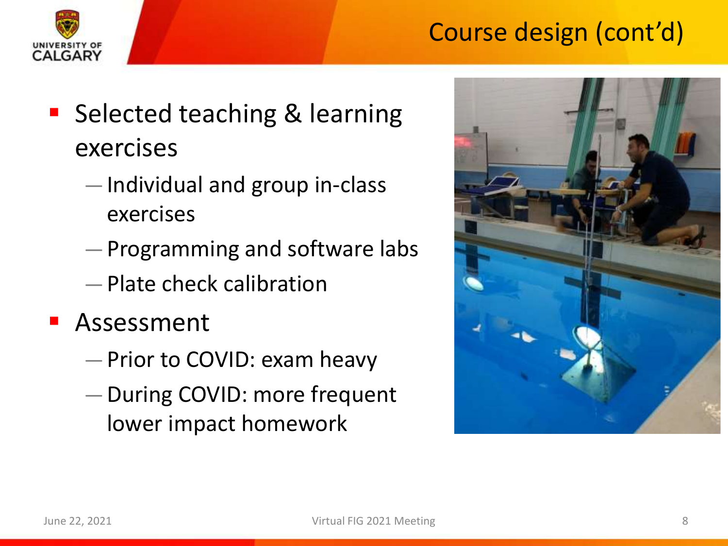# Course design (cont'd)

- Selected teaching & learning exercises
  - Individual and group in-class exercises
  - Programming and software labs
  - Plate check calibration
- Assessment
  - Prior to COVID: exam heavy
  - During COVID: more frequent lower impact homework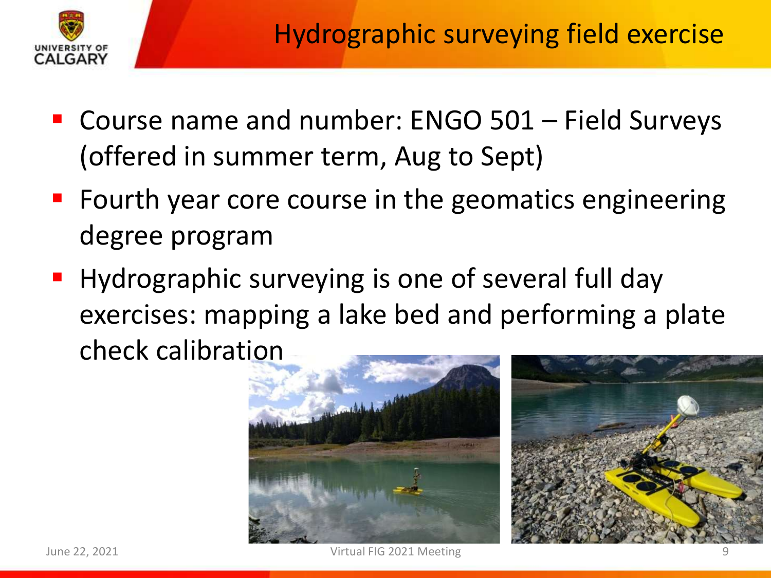# Hydrographic surveying field exercise

- Course name and number: ENGO 501 – Field Surveys (offered in summer term, Aug to Sept)
- Fourth year core course in the geomatics engineering degree program
- Hydrographic surveying is one of several full day exercises: mapping a lake bed and performing a plate check calibration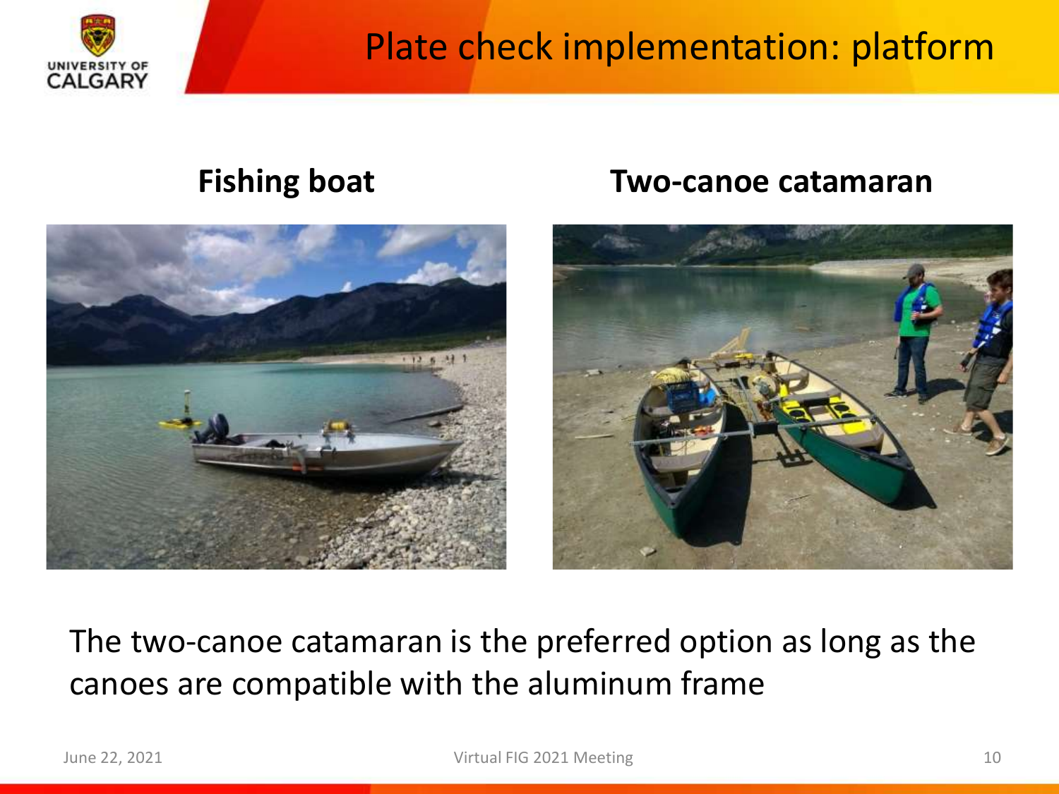# Plate check implementation: platform

**Fishing boat**

**Two-canoe catamaran**

The two-canoe catamaran is the preferred option as long as the canoes are compatible with the aluminum frame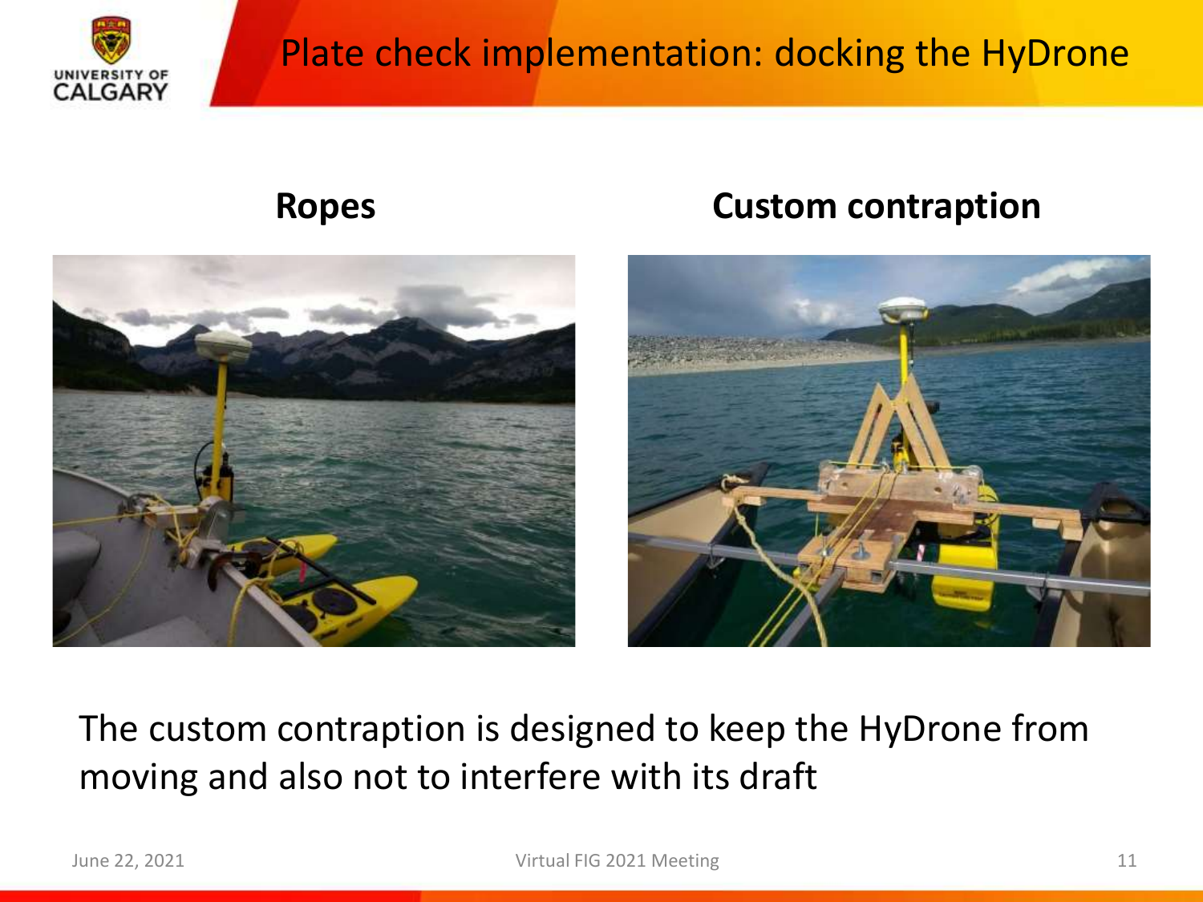# Plate check implementation: docking the HyDrone

**Ropes**

**Custom contraption**

The custom contraption is designed to keep the HyDrone from moving and also not to interfere with its draft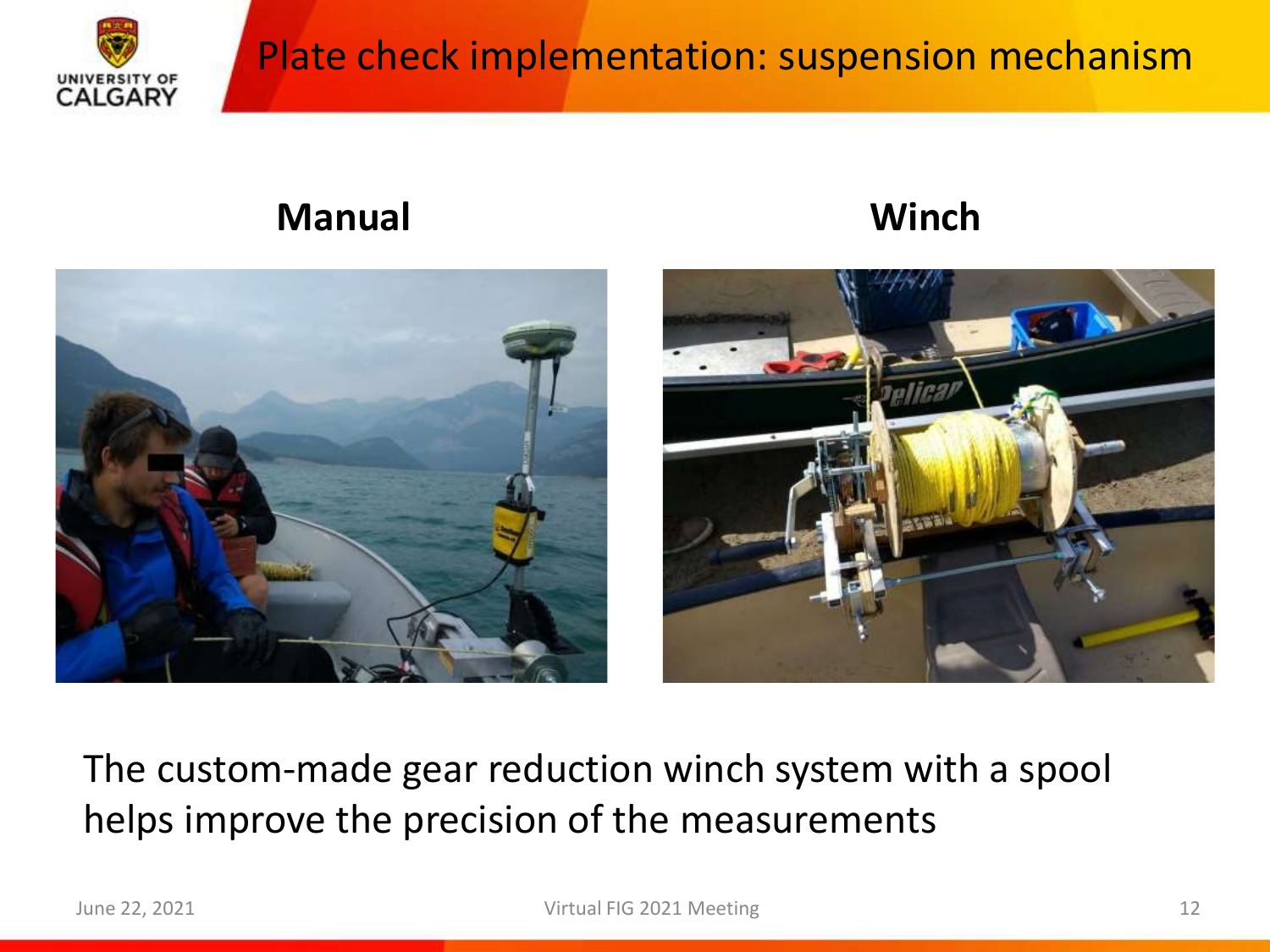# Plate check implementation: suspension mechanism

**Manual**

**Winch**

The custom-made gear reduction winch system with a spool helps improve the precision of the measurements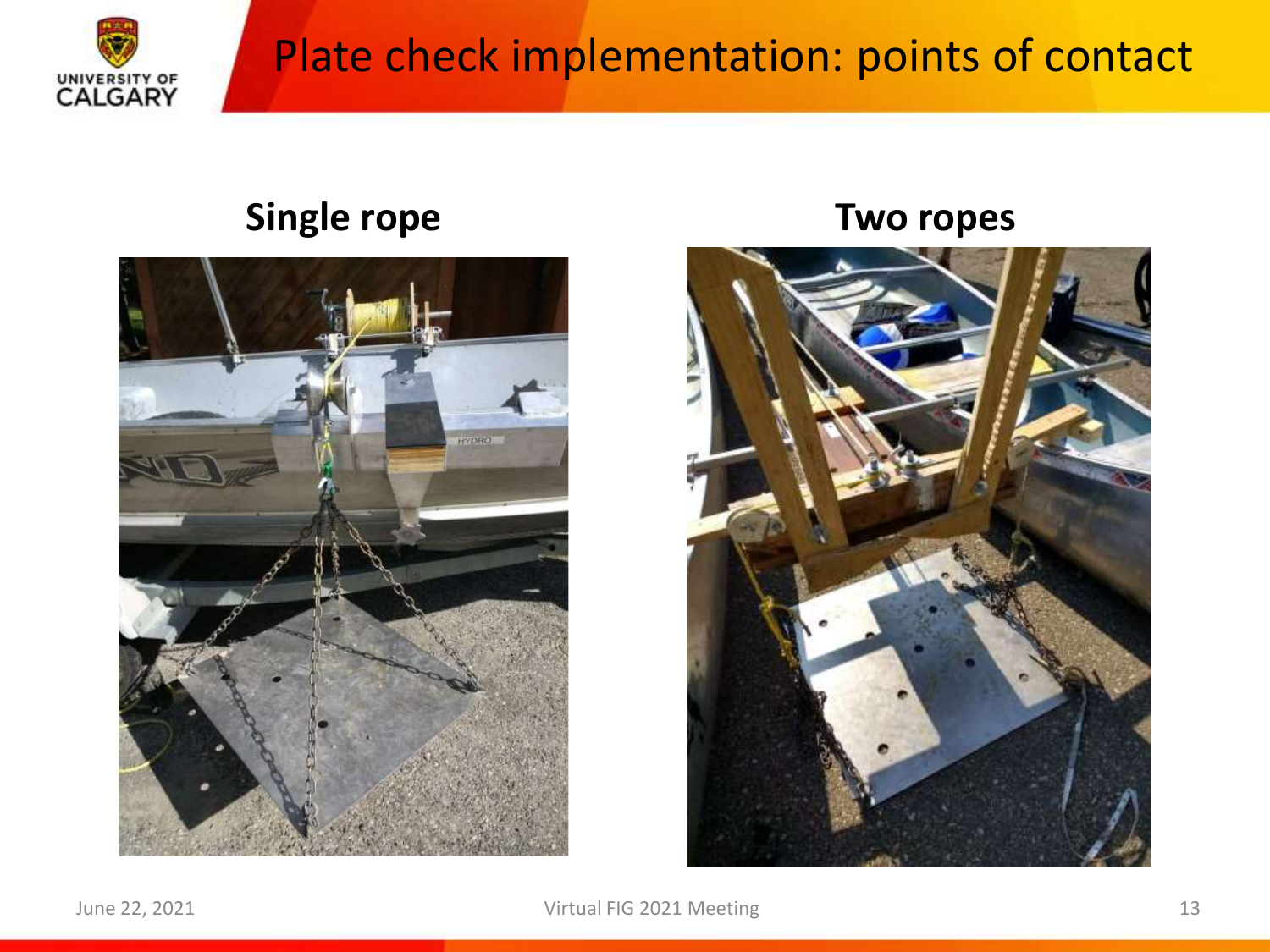# Plate check implementation: points of contact

**Single rope**

**Two ropes**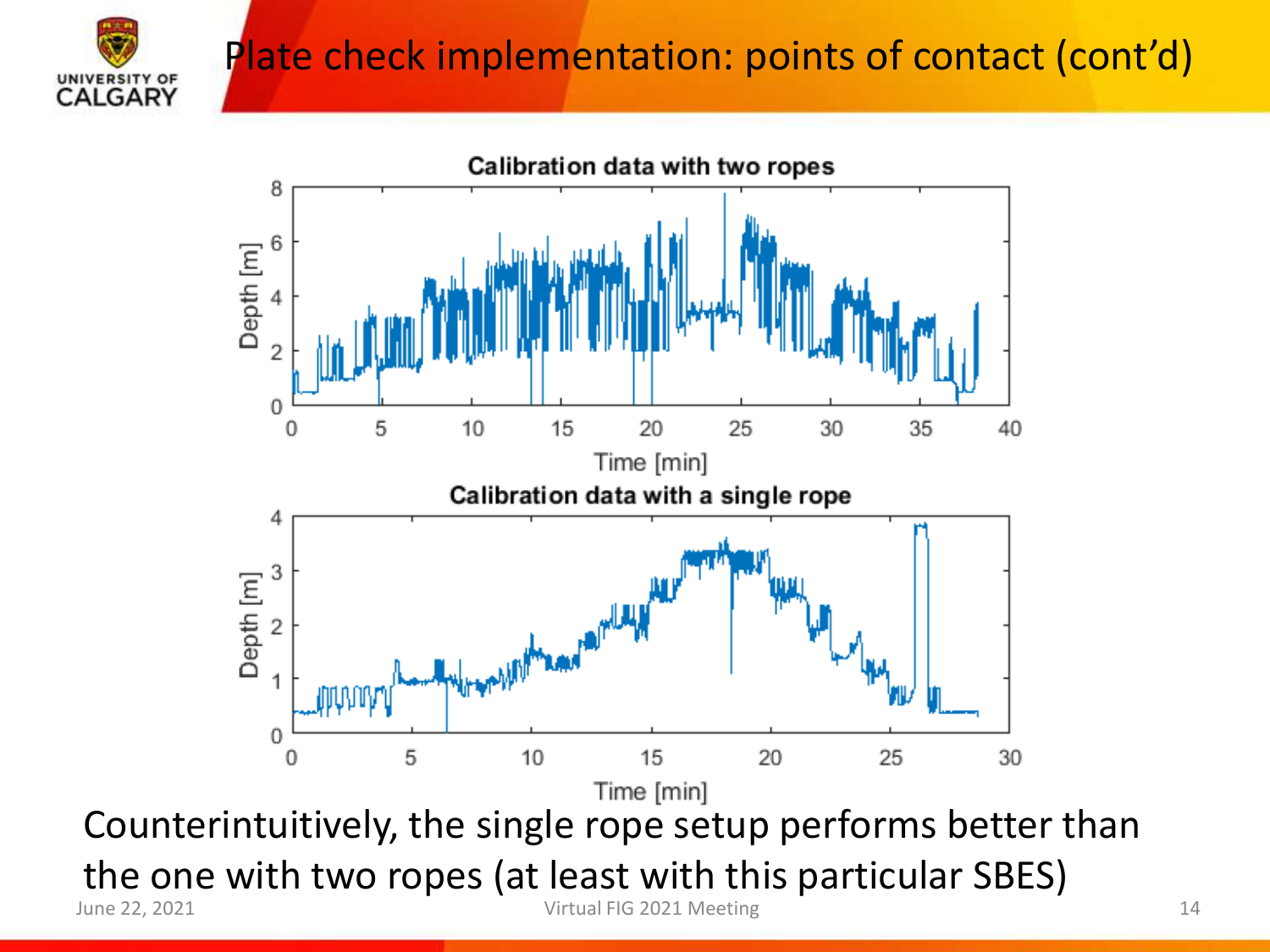# Plate check implementation: points of contact (cont'd)

Counterintuitively, the single rope setup performs better than the one with two ropes (at least with this particular SBES)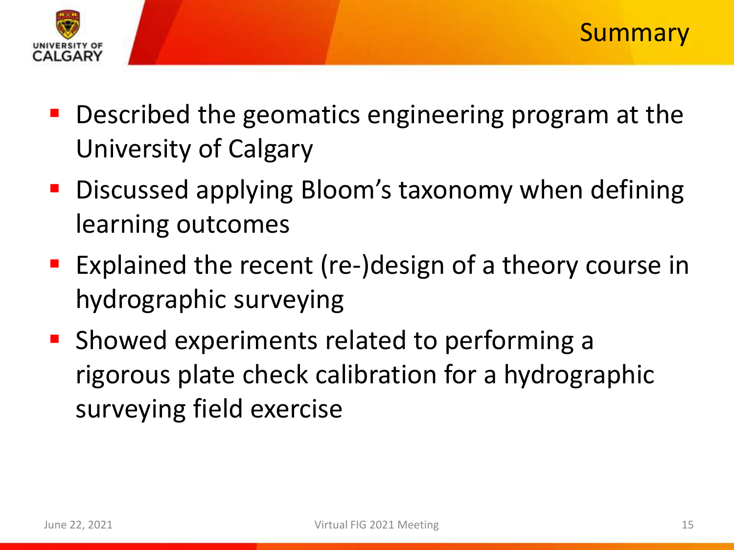# Summary

- Described the geomatics engineering program at the University of Calgary
- Discussed applying Bloom's taxonomy when defining learning outcomes
- Explained the recent (re-)design of a theory course in hydrographic surveying
- Showed experiments related to performing a rigorous plate check calibration for a hydrographic surveying field exercise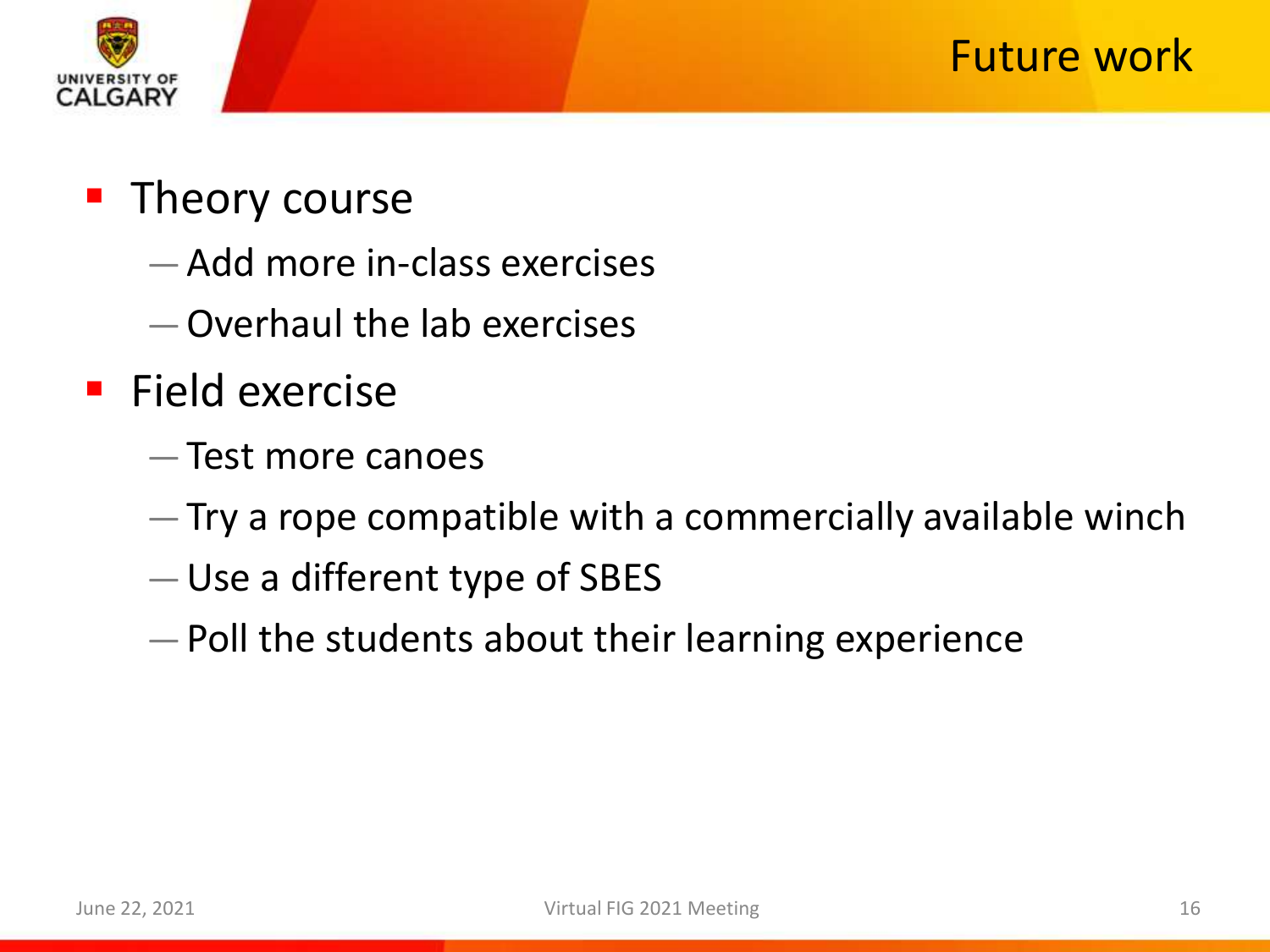# Future work

- Theory course
  - Add more in-class exercises
  - Overhaul the lab exercises
- Field exercise
  - Test more canoes
  - Try a rope compatible with a commercially available winch
  - Use a different type of SBES
  - Poll the students about their learning experience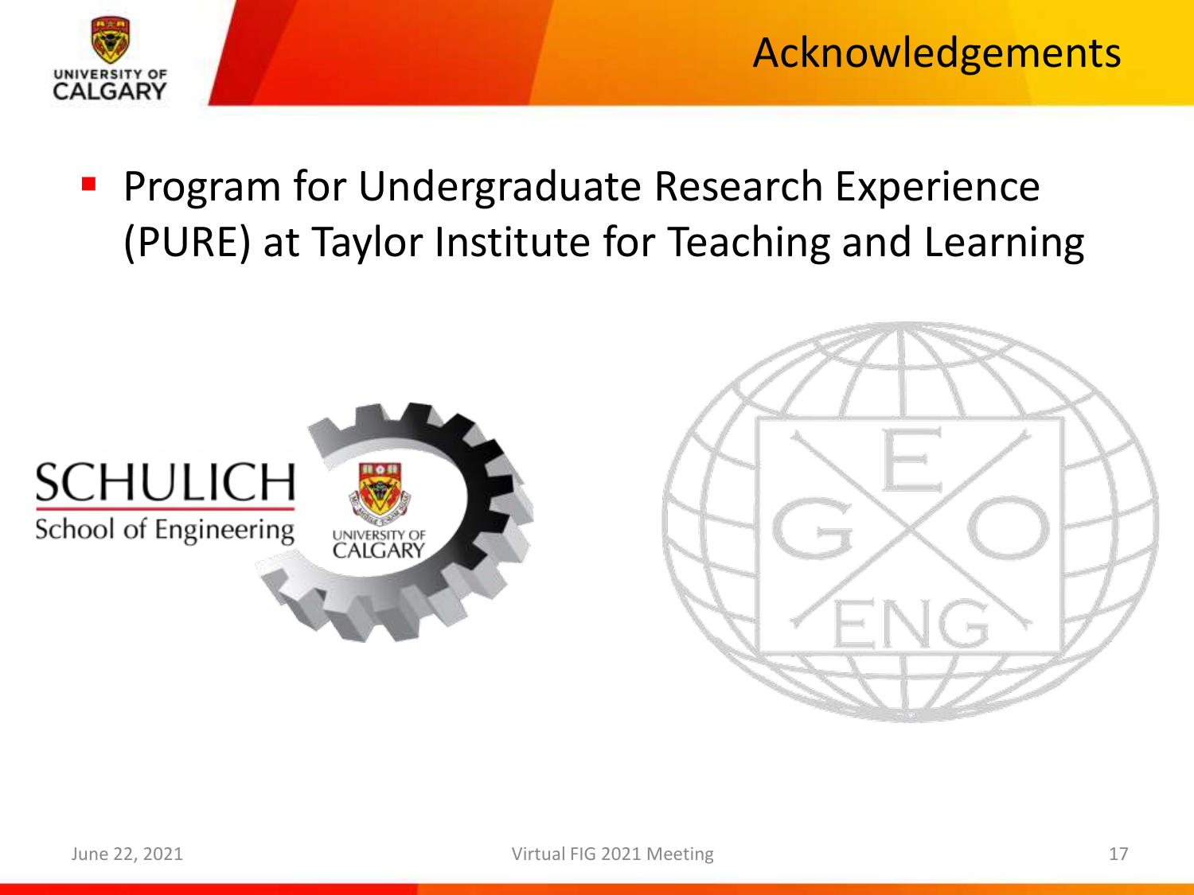# Acknowledgements

- Program for Undergraduate Research Experience (PURE) at Taylor Institute for Teaching and Learning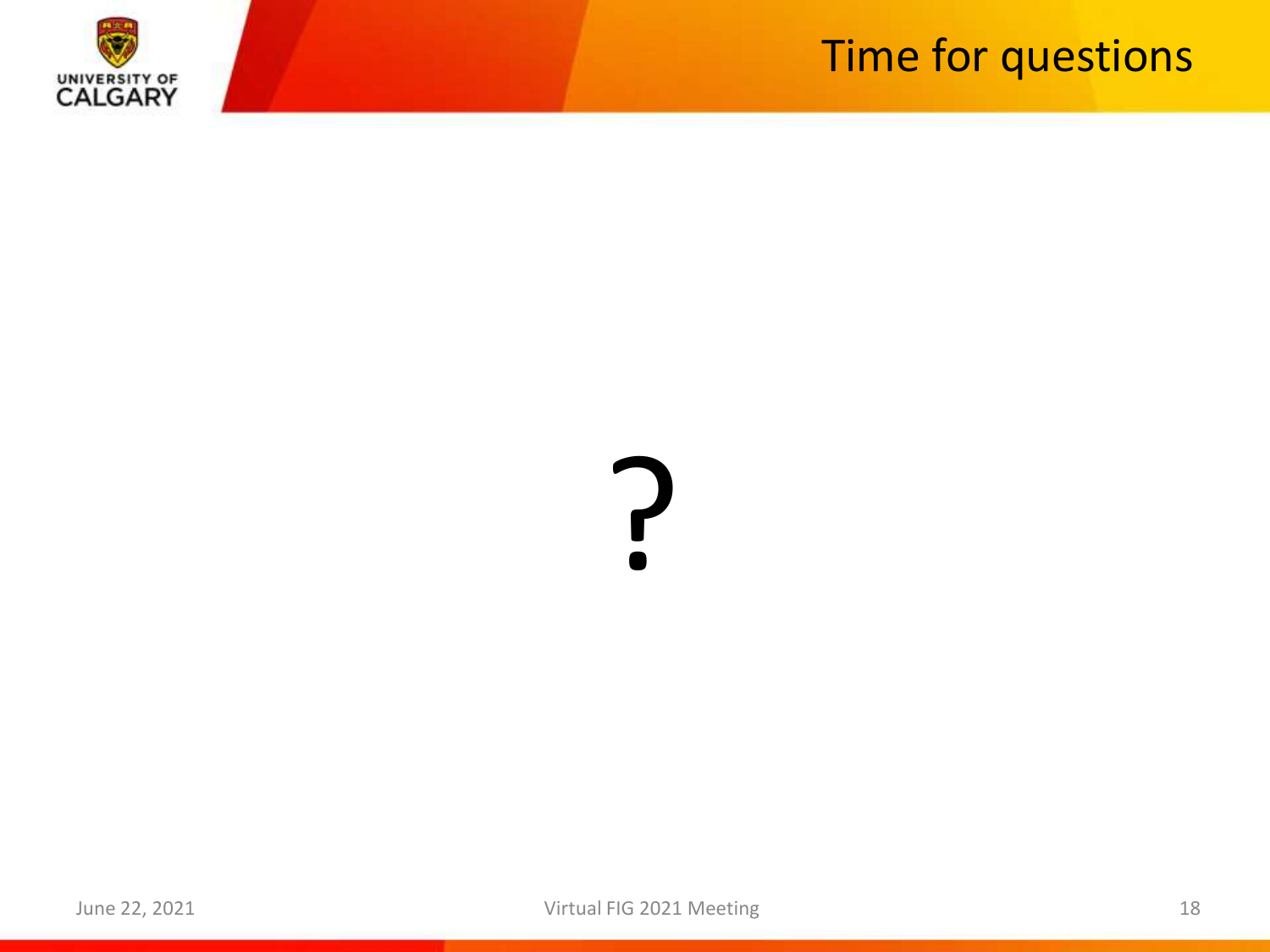# Time for questions

?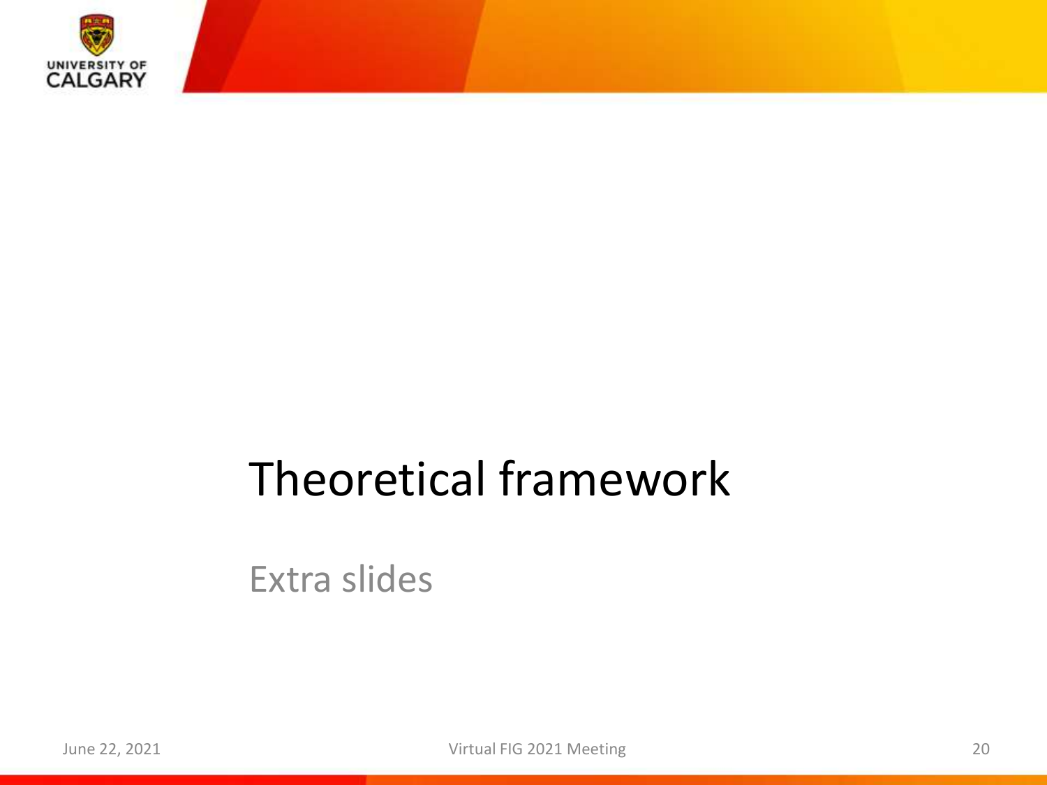# Theoretical framework

Extra slides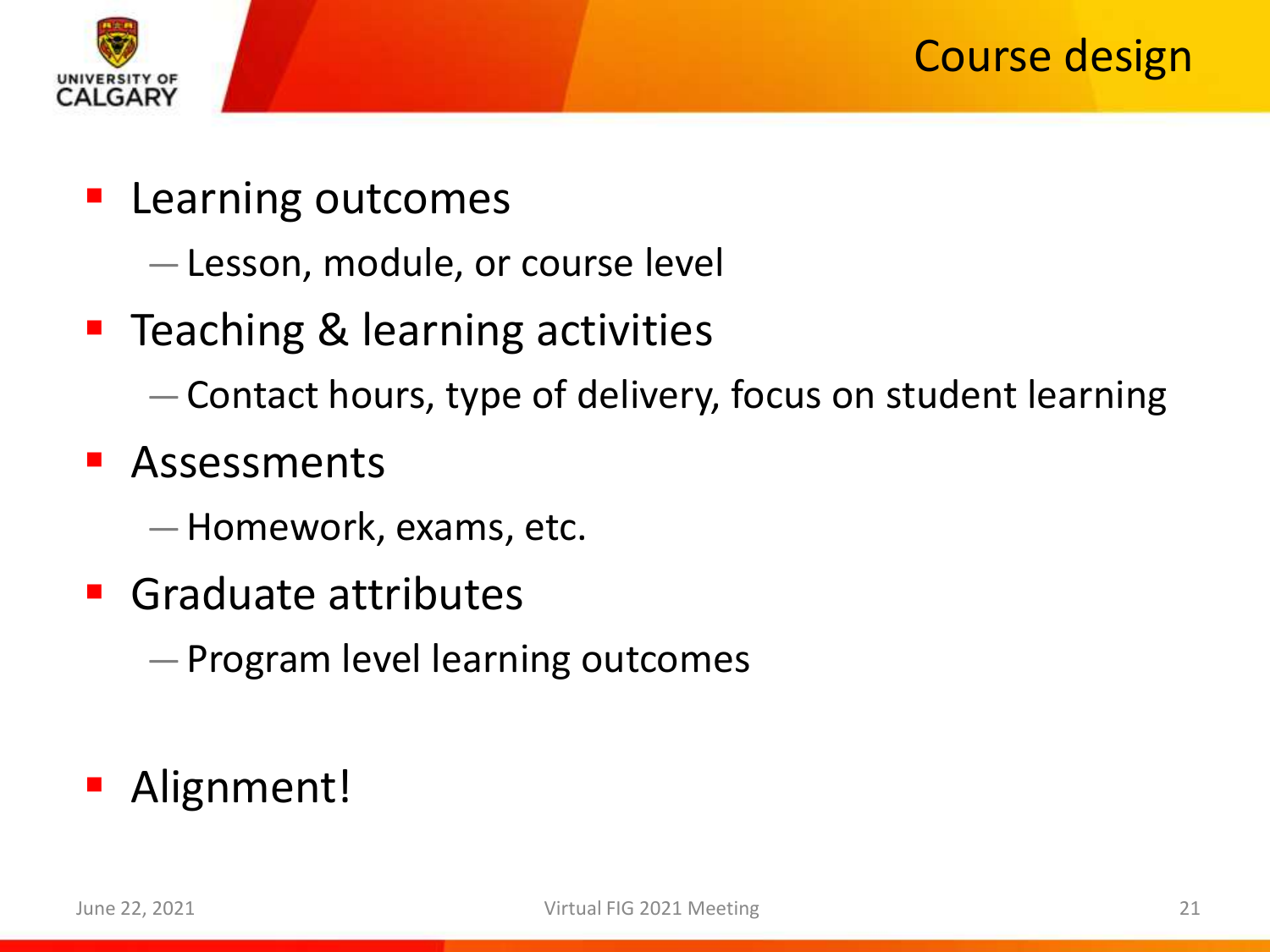# Course design

- Learning outcomes
  - Lesson, module, or course level
- Teaching & learning activities
  - Contact hours, type of delivery, focus on student learning
- Assessments
  - Homework, exams, etc.
- Graduate attributes
  - Program level learning outcomes

- Alignment!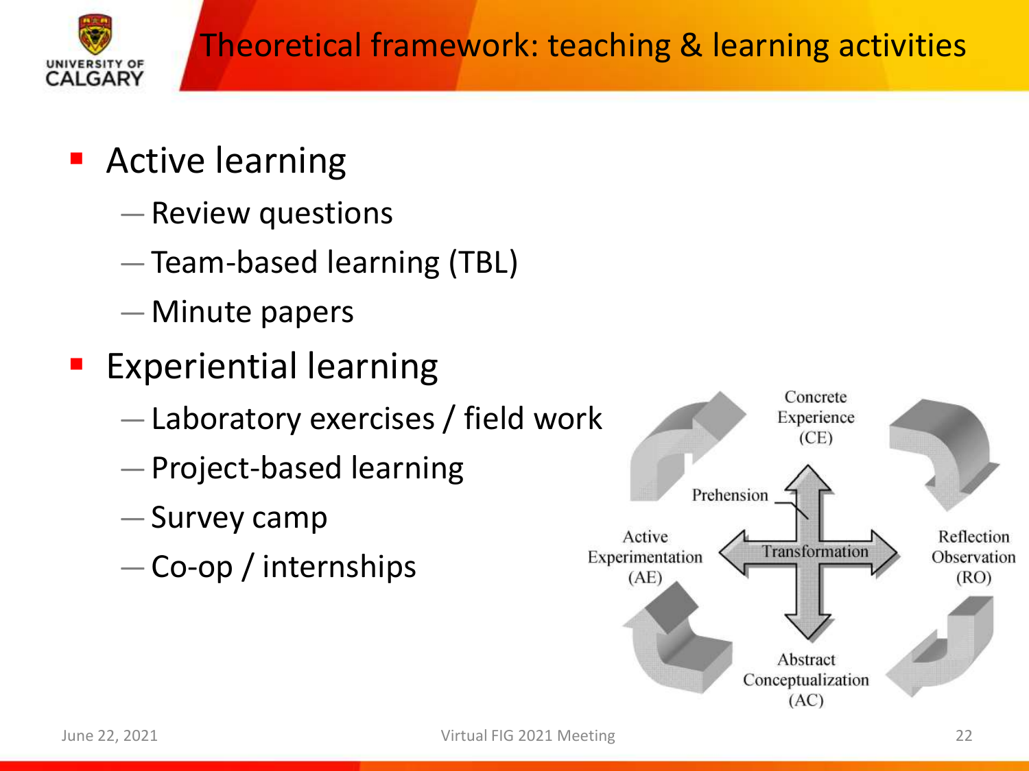# Theoretical framework: teaching & learning activities

- Active learning
  - Review questions
  - Team-based learning (TBL)
  - Minute papers
- Experiential learning
  - Laboratory exercises / field work
  - Project-based learning
  - Survey camp
  - Co-op / internships

Concrete Experience (CE)

Prehension

Active Experimentation (AE)

Transformation

Reflection Observation (RO)

Abstract Conceptualization (AC)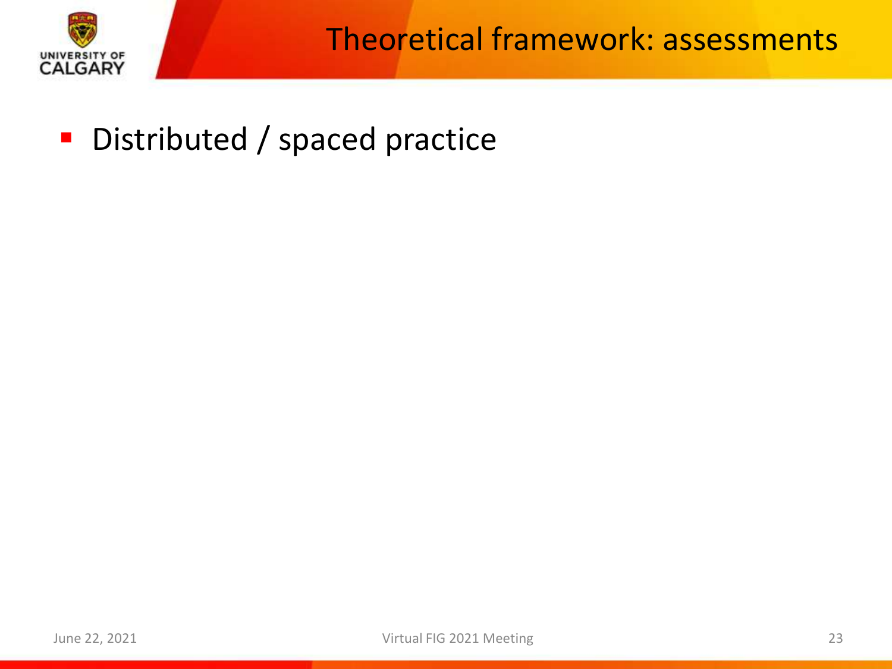# Theoretical framework: assessments

- Distributed / spaced practice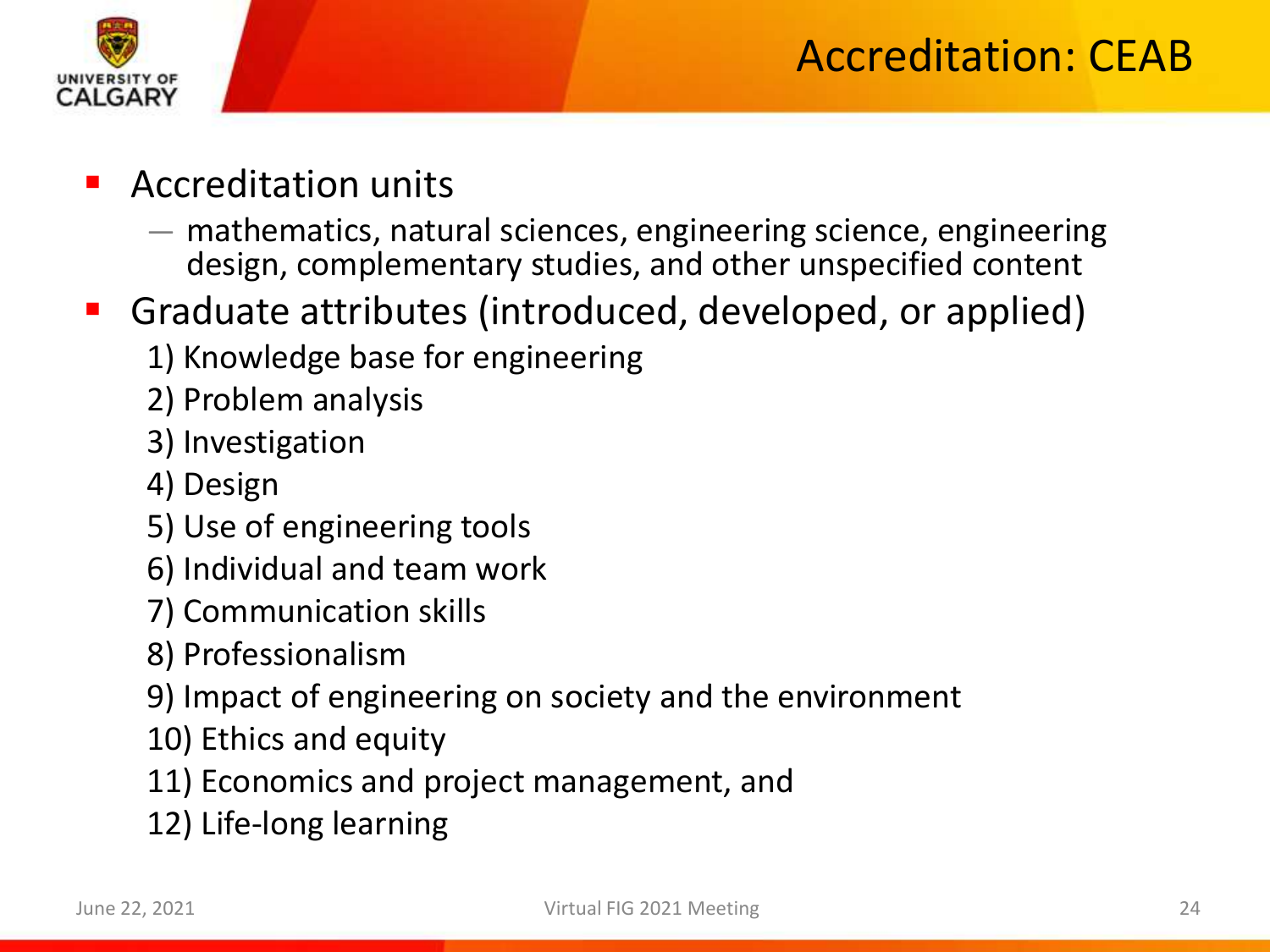# Accreditation: CEAB

- Accreditation units
  - mathematics, natural sciences, engineering science, engineering design, complementary studies, and other unspecified content
- Graduate attributes (introduced, developed, or applied)
  1) Knowledge base for engineering
  2) Problem analysis
  3) Investigation
  4) Design
  5) Use of engineering tools
  6) Individual and team work
  7) Communication skills
  8) Professionalism
  9) Impact of engineering on society and the environment
  10) Ethics and equity
  11) Economics and project management, and
  12) Life-long learning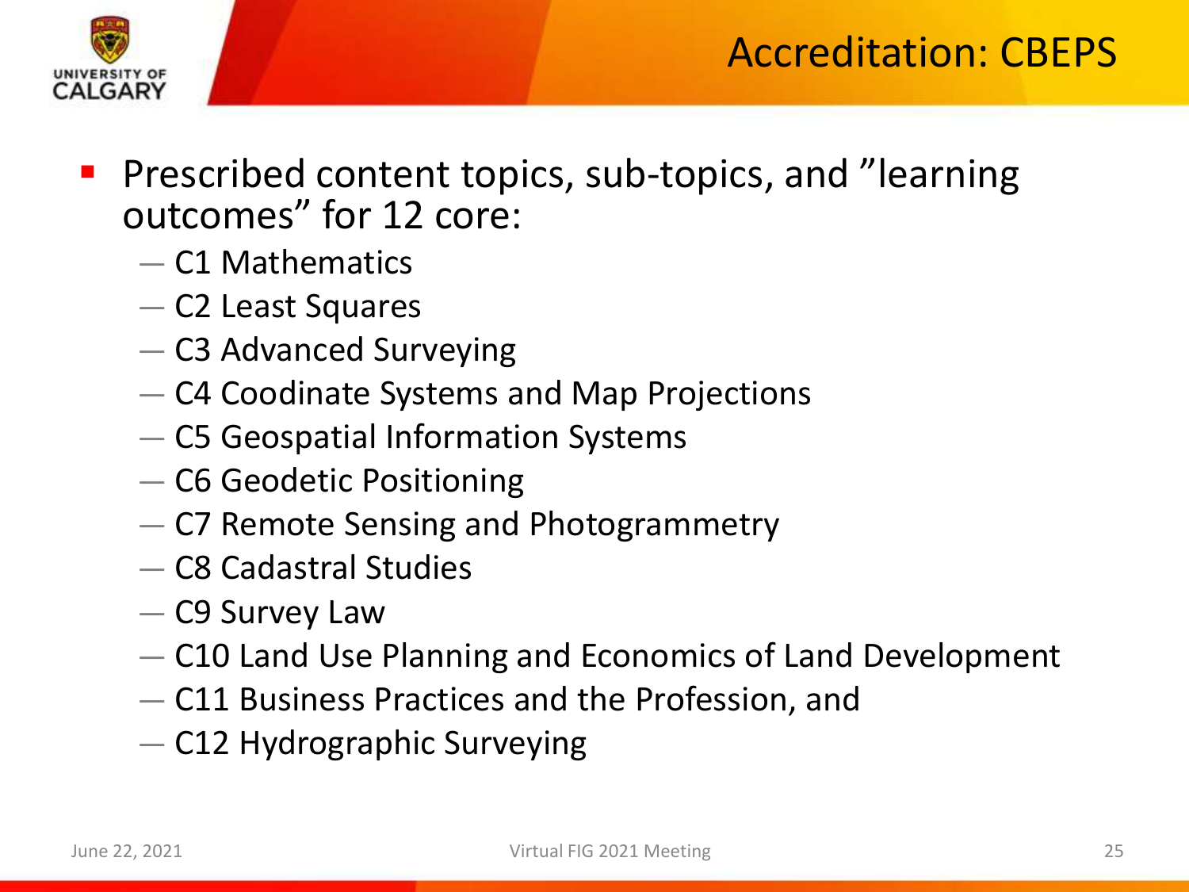# Accreditation: CBEPS

- Prescribed content topics, sub-topics, and ”learning outcomes” for 12 core:
  - C1 Mathematics
  - C2 Least Squares
  - C3 Advanced Surveying
  - C4 Coodinate Systems and Map Projections
  - C5 Geospatial Information Systems
  - C6 Geodetic Positioning
  - C7 Remote Sensing and Photogrammetry
  - C8 Cadastral Studies
  - C9 Survey Law
  - C10 Land Use Planning and Economics of Land Development
  - C11 Business Practices and the Profession, and
  - C12 Hydrographic Surveying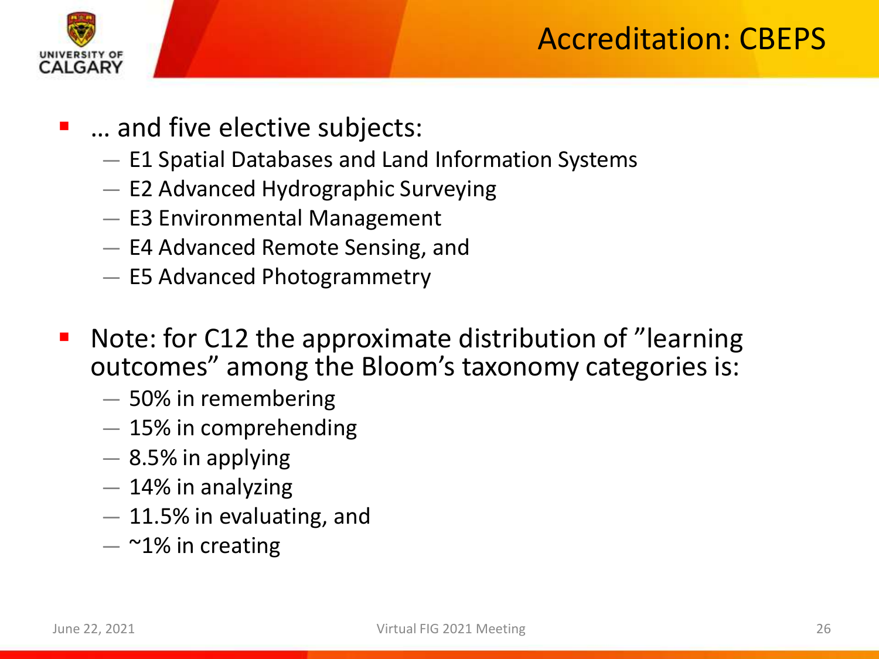# Accreditation: CBEPS

- … and five elective subjects:
  - E1 Spatial Databases and Land Information Systems
  - E2 Advanced Hydrographic Surveying
  - E3 Environmental Management
  - E4 Advanced Remote Sensing, and
  - E5 Advanced Photogrammetry
- Note: for C12 the approximate distribution of ”learning outcomes” among the Bloom’s taxonomy categories is:
  - 50% in remembering
  - 15% in comprehending
  - 8.5% in applying
  - 14% in analyzing
  - 11.5% in evaluating, and
  - ~1% in creating